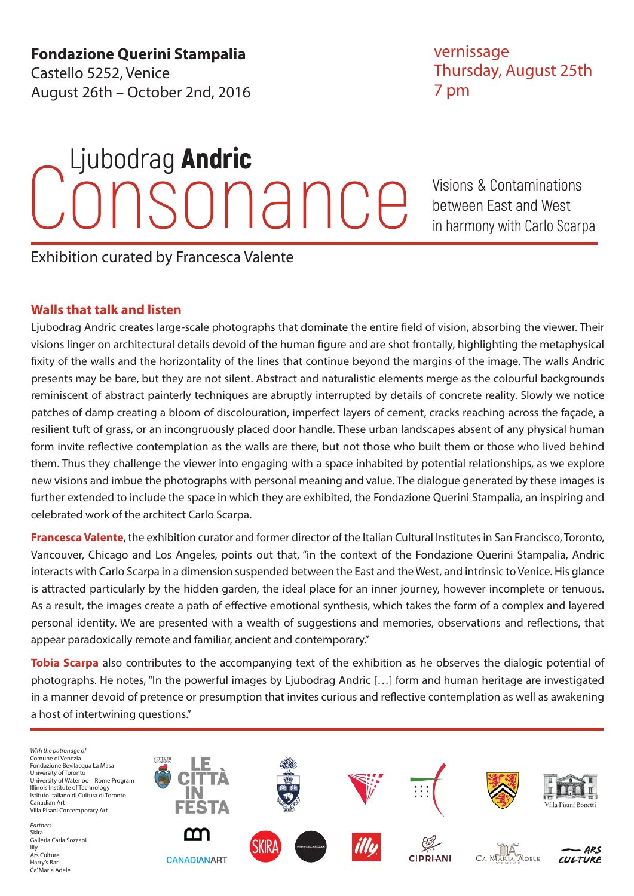**Fondazione Querini Stampalia**
Castello 5252, Venice
August 26th – October 2nd, 2016

vernissage
Thursday, August 25th
7 pm

# Ljubodrag **Andric** Consonance

Visions & Contaminations between East and West in harmony with Carlo Scarpa

Exhibition curated by Francesca Valente

## Walls that talk and listen

Ljubodrag Andric creates large-scale photographs that dominate the entire field of vision, absorbing the viewer. Their visions linger on architectural details devoid of the human figure and are shot frontally, highlighting the metaphysical fixity of the walls and the horizontality of the lines that continue beyond the margins of the image. The walls Andric presents may be bare, but they are not silent. Abstract and naturalistic elements merge as the colourful backgrounds reminiscent of abstract painterly techniques are abruptly interrupted by details of concrete reality. Slowly we notice patches of damp creating a bloom of discolouration, imperfect layers of cement, cracks reaching across the façade, a resilient tuft of grass, or an incongruously placed door handle. These urban landscapes absent of any physical human form invite reflective contemplation as the walls are there, but not those who built them or those who lived behind them. Thus they challenge the viewer into engaging with a space inhabited by potential relationships, as we explore new visions and imbue the photographs with personal meaning and value. The dialogue generated by these images is further extended to include the space in which they are exhibited, the Fondazione Querini Stampalia, an inspiring and celebrated work of the architect Carlo Scarpa.

**Francesca Valente**, the exhibition curator and former director of the Italian Cultural Institutes in San Francisco, Toronto, Vancouver, Chicago and Los Angeles, points out that, "in the context of the Fondazione Querini Stampalia, Andric interacts with Carlo Scarpa in a dimension suspended between the East and the West, and intrinsic to Venice. His glance is attracted particularly by the hidden garden, the ideal place for an inner journey, however incomplete or tenuous. As a result, the images create a path of effective emotional synthesis, which takes the form of a complex and layered personal identity. We are presented with a wealth of suggestions and memories, observations and reflections, that appear paradoxically remote and familiar, ancient and contemporary."

**Tobia Scarpa** also contributes to the accompanying text of the exhibition as he observes the dialogic potential of photographs. He notes, "In the powerful images by Ljubodrag Andric […] form and human heritage are investigated in a manner devoid of pretence or presumption that invites curious and reflective contemplation as well as awakening a host of intertwining questions."

*With the patronage of*
Comune di Venezia
Fondazione Bevilacqua La Masa
University of Toronto
University of Waterloo – Rome Program
Illinois Institute of Technology
Istituto Italiano di Cultura di Toronto
Canadian Art
Villa Pisani Contemporary Art

*Partners*
Skira
Galleria Carla Sozzani
Illy
Ars Culture
Harry's Bar
Ca' Maria Adele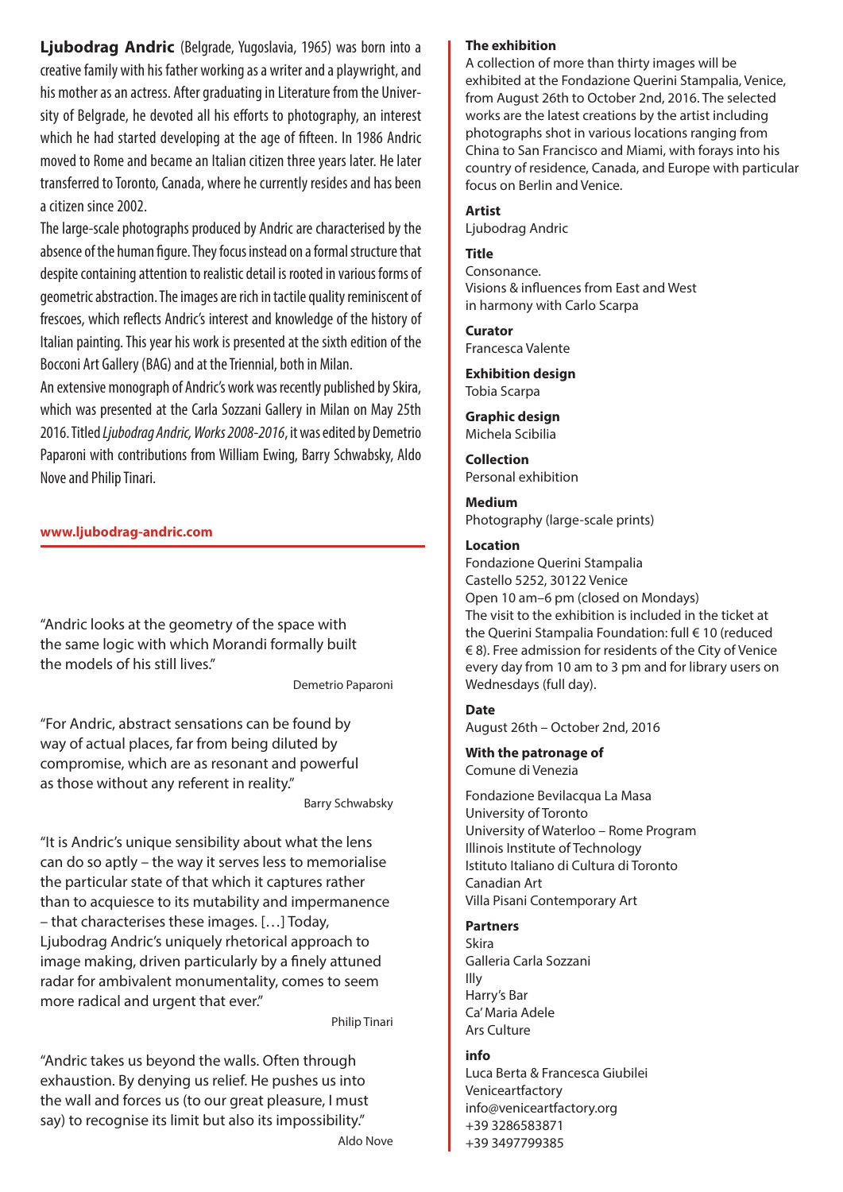**Ljubodrag Andric** (Belgrade, Yugoslavia, 1965) was born into a creative family with his father working as a writer and a playwright, and his mother as an actress. After graduating in Literature from the University of Belgrade, he devoted all his efforts to photography, an interest which he had started developing at the age of fifteen. In 1986 Andric moved to Rome and became an Italian citizen three years later. He later transferred to Toronto, Canada, where he currently resides and has been a citizen since 2002.

The large-scale photographs produced by Andric are characterised by the absence of the human figure. They focus instead on a formal structure that despite containing attention to realistic detail is rooted in various forms of geometric abstraction. The images are rich in tactile quality reminiscent of frescoes, which reflects Andric's interest and knowledge of the history of Italian painting. This year his work is presented at the sixth edition of the Bocconi Art Gallery (BAG) and at the Triennial, both in Milan.

An extensive monograph of Andric's work was recently published by Skira, which was presented at the Carla Sozzani Gallery in Milan on May 25th 2016. Titled *Ljubodrag Andric, Works 2008-2016*, it was edited by Demetrio Paparoni with contributions from William Ewing, Barry Schwabsky, Aldo Nove and Philip Tinari.

**www.ljubodrag-andric.com**

"Andric looks at the geometry of the space with the same logic with which Morandi formally built the models of his still lives."

Demetrio Paparoni

"For Andric, abstract sensations can be found by way of actual places, far from being diluted by compromise, which are as resonant and powerful as those without any referent in reality."

Barry Schwabsky

"It is Andric's unique sensibility about what the lens can do so aptly – the way it serves less to memorialise the particular state of that which it captures rather than to acquiesce to its mutability and impermanence – that characterises these images. […] Today, Ljubodrag Andric's uniquely rhetorical approach to image making, driven particularly by a finely attuned radar for ambivalent monumentality, comes to seem more radical and urgent that ever."

Philip Tinari

"Andric takes us beyond the walls. Often through exhaustion. By denying us relief. He pushes us into the wall and forces us (to our great pleasure, I must say) to recognise its limit but also its impossibility."

Aldo Nove

**The exhibition**
A collection of more than thirty images will be exhibited at the Fondazione Querini Stampalia, Venice, from August 26th to October 2nd, 2016. The selected works are the latest creations by the artist including photographs shot in various locations ranging from China to San Francisco and Miami, with forays into his country of residence, Canada, and Europe with particular focus on Berlin and Venice.

**Artist**
Ljubodrag Andric

**Title**
Consonance.
Visions & influences from East and West
in harmony with Carlo Scarpa

**Curator**
Francesca Valente

**Exhibition design**
Tobia Scarpa

**Graphic design**
Michela Scibilia

**Collection**
Personal exhibition

**Medium**
Photography (large-scale prints)

**Location**
Fondazione Querini Stampalia
Castello 5252, 30122 Venice
Open 10 am–6 pm (closed on Mondays)
The visit to the exhibition is included in the ticket at the Querini Stampalia Foundation: full € 10 (reduced € 8). Free admission for residents of the City of Venice every day from 10 am to 3 pm and for library users on Wednesdays (full day).

**Date**
August 26th – October 2nd, 2016

**With the patronage of**
Comune di Venezia

Fondazione Bevilacqua La Masa
University of Toronto
University of Waterloo – Rome Program
Illinois Institute of Technology
Istituto Italiano di Cultura di Toronto
Canadian Art
Villa Pisani Contemporary Art

**Partners**
Skira
Galleria Carla Sozzani
Illy
Harry's Bar
Ca' Maria Adele
Ars Culture

**info**
Luca Berta & Francesca Giubilei
Veniceartfactory
info@veniceartfactory.org
+39 3286583871
+39 3497799385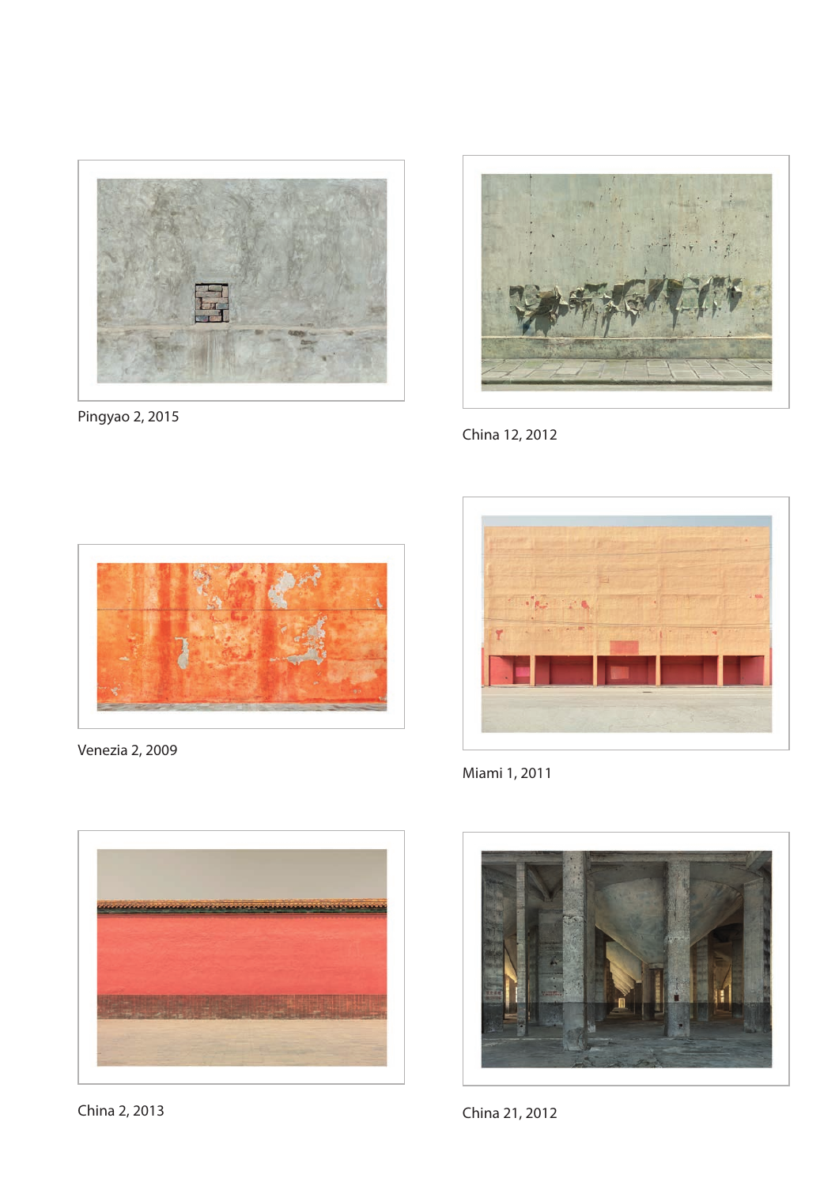Pingyao 2, 2015

China 12, 2012

Venezia 2, 2009

Miami 1, 2011

China 2, 2013

China 21, 2012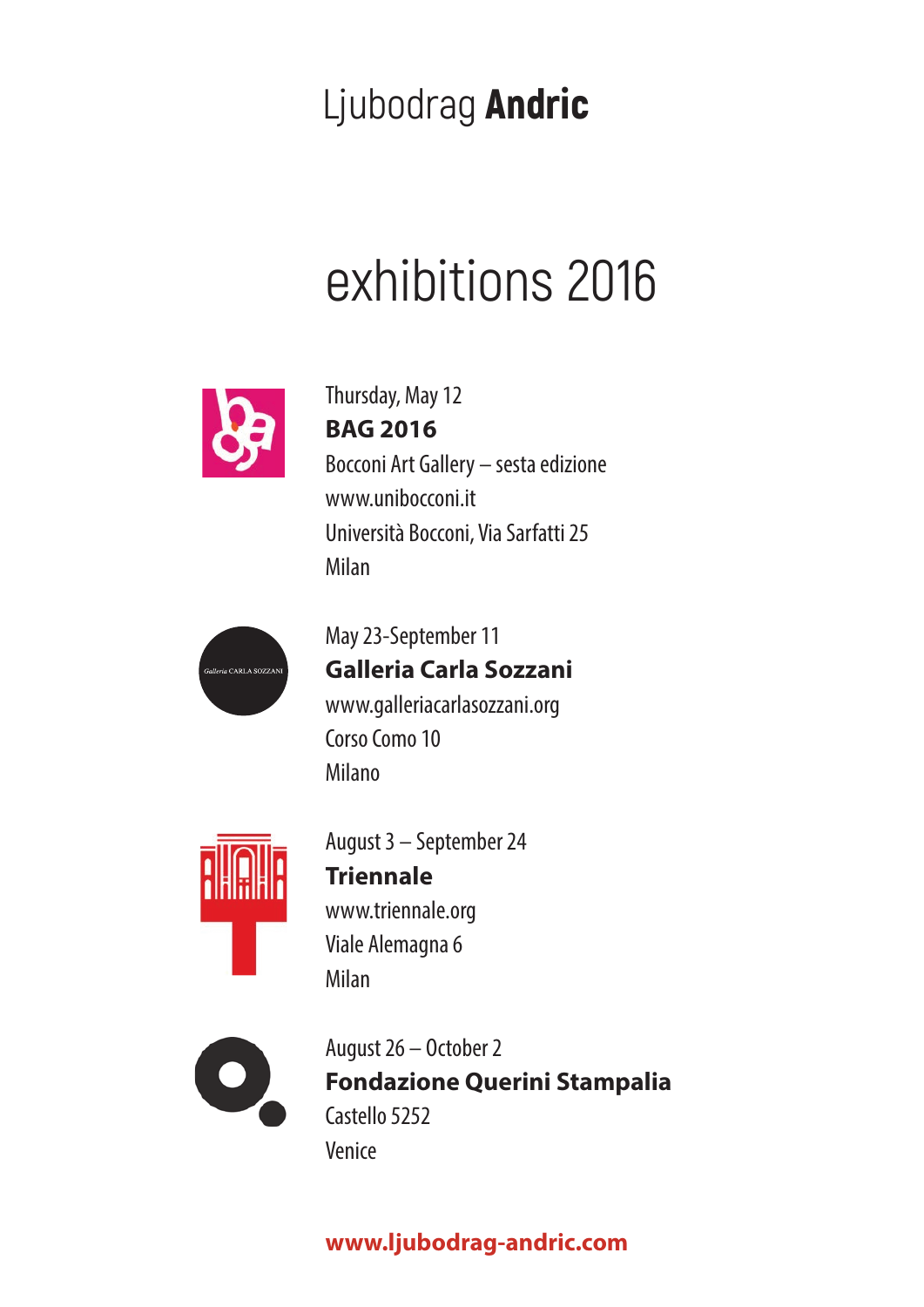# Ljubodrag **Andric**

## exhibitions 2016

Thursday, May 12
**BAG 2016**
Bocconi Art Gallery – sesta edizione
www.unibocconi.it
Università Bocconi, Via Sarfatti 25
Milan

May 23-September 11
**Galleria Carla Sozzani**
www.galleriacarlasozzani.org
Corso Como 10
Milano

August 3 – September 24
**Triennale**
www.triennale.org
Viale Alemagna 6
Milan

August 26 – October 2
**Fondazione Querini Stampalia**
Castello 5252
Venice

**www.ljubodrag-andric.com**